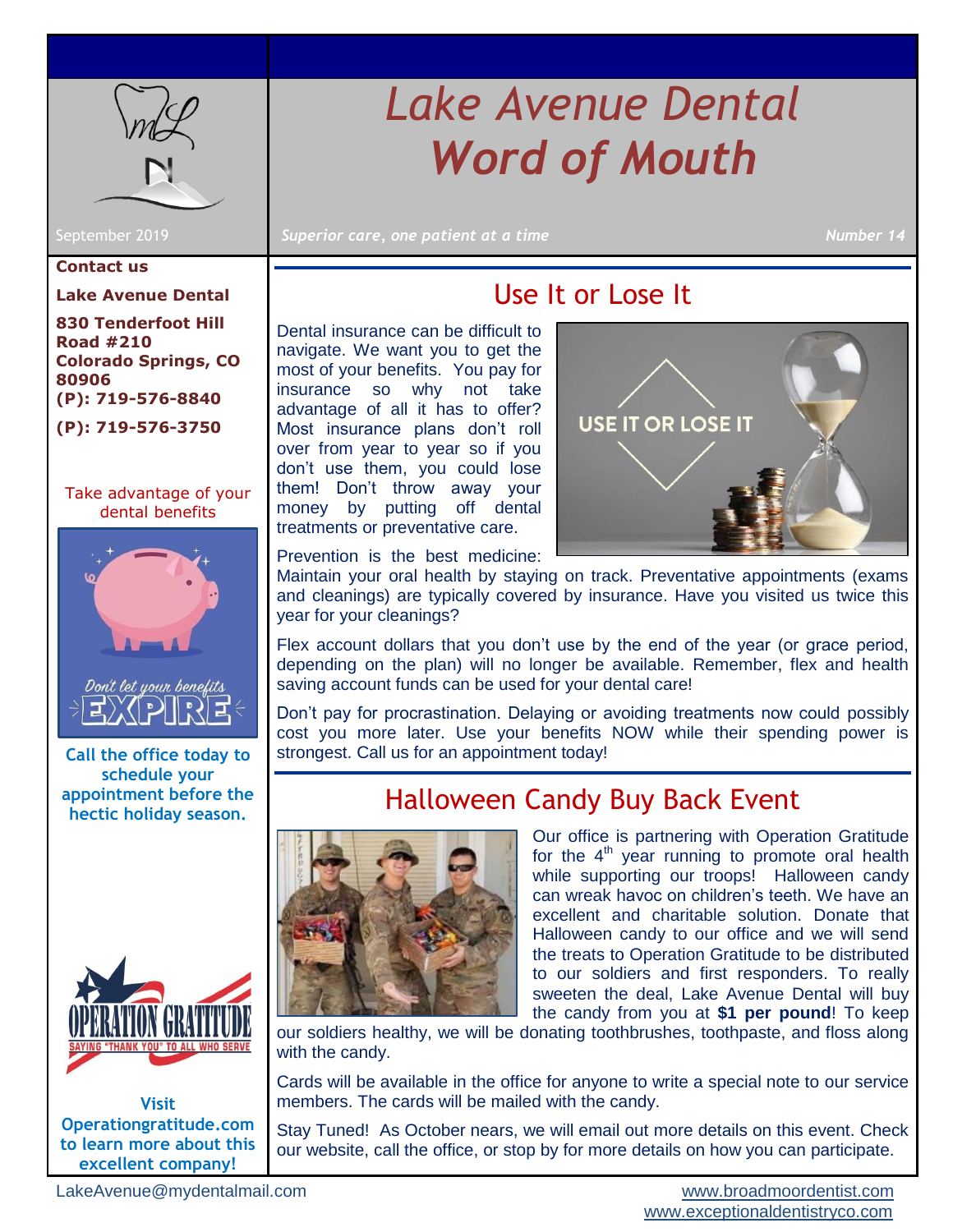# Lake Avenue Dental
# Word of Mouth

September 2019

*Superior care, one patient at a time*

Number 14

**Contact us**

**Lake Avenue Dental**

**830 Tenderfoot Hill Road #210**
**Colorado Springs, CO 80906**
**(P): 719-576-8840**

**(P): 719-576-3750**

Take advantage of your dental benefits

**Call the office today to schedule your appointment before the hectic holiday season.**

**Visit Operationgratitude.com to learn more about this excellent company!**

## Use It or Lose It

Dental insurance can be difficult to navigate. We want you to get the most of your benefits. You pay for insurance so why not take advantage of all it has to offer? Most insurance plans don't roll over from year to year so if you don't use them, you could lose them! Don't throw away your money by putting off dental treatments or preventative care.

Prevention is the best medicine: Maintain your oral health by staying on track. Preventative appointments (exams and cleanings) are typically covered by insurance. Have you visited us twice this year for your cleanings?

Flex account dollars that you don't use by the end of the year (or grace period, depending on the plan) will no longer be available. Remember, flex and health saving account funds can be used for your dental care!

Don't pay for procrastination. Delaying or avoiding treatments now could possibly cost you more later. Use your benefits NOW while their spending power is strongest. Call us for an appointment today!

## Halloween Candy Buy Back Event

Our office is partnering with Operation Gratitude for the 4th year running to promote oral health while supporting our troops! Halloween candy can wreak havoc on children's teeth. We have an excellent and charitable solution. Donate that Halloween candy to our office and we will send the treats to Operation Gratitude to be distributed to our soldiers and first responders. To really sweeten the deal, Lake Avenue Dental will buy the candy from you at **$1 per pound**! To keep our soldiers healthy, we will be donating toothbrushes, toothpaste, and floss along with the candy.

Cards will be available in the office for anyone to write a special note to our service members. The cards will be mailed with the candy.

Stay Tuned! As October nears, we will email out more details on this event. Check our website, call the office, or stop by for more details on how you can participate.

LakeAvenue@mydentalmail.com

www.broadmoordentist.com
www.exceptionaldentistryco.com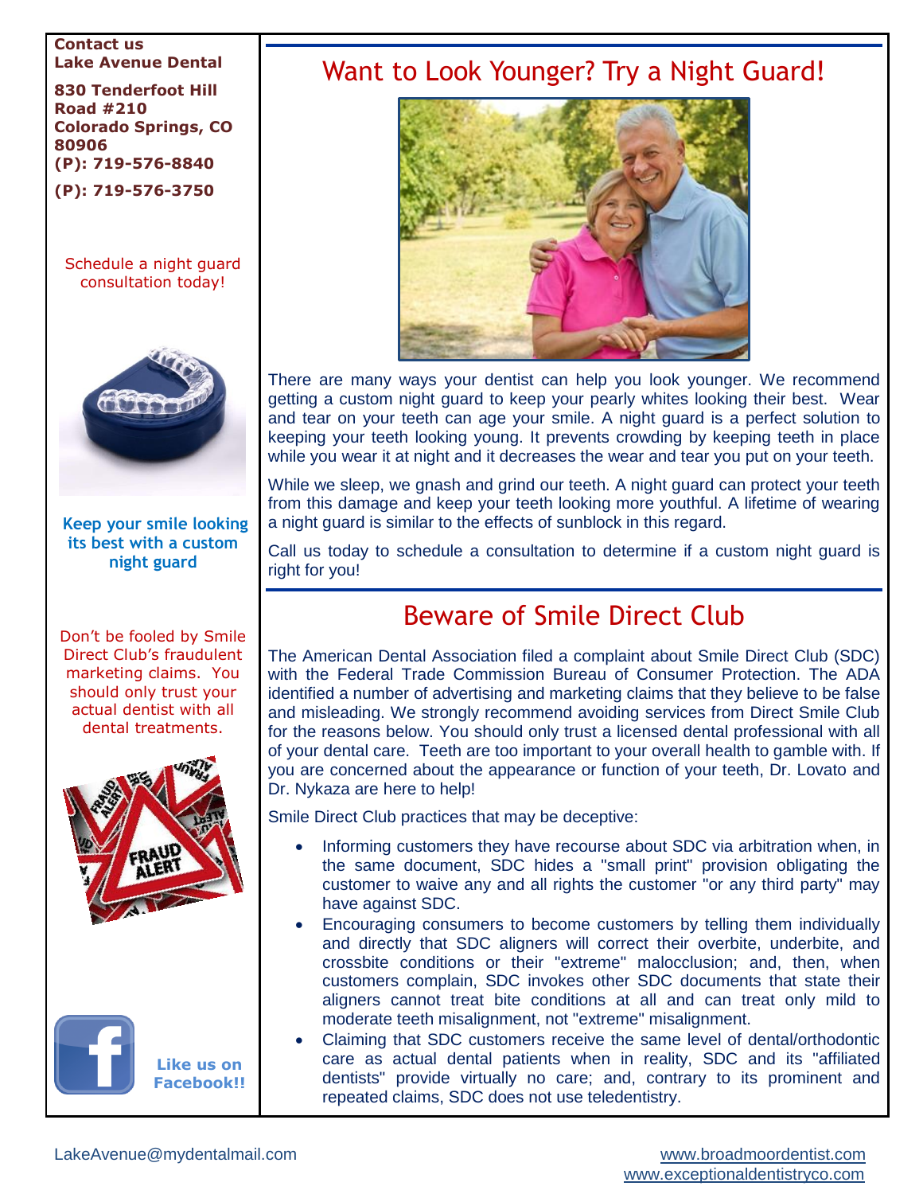**Contact us**
**Lake Avenue Dental**

**830 Tenderfoot Hill Road #210**
**Colorado Springs, CO 80906**
**(P): 719-576-8840**

**(P): 719-576-3750**

Schedule a night guard consultation today!

**Keep your smile looking its best with a custom night guard**

Don't be fooled by Smile Direct Club's fraudulent marketing claims. You should only trust your actual dentist with all dental treatments.

**Like us on Facebook!!**

## Want to Look Younger? Try a Night Guard!

There are many ways your dentist can help you look younger. We recommend getting a custom night guard to keep your pearly whites looking their best. Wear and tear on your teeth can age your smile. A night guard is a perfect solution to keeping your teeth looking young. It prevents crowding by keeping teeth in place while you wear it at night and it decreases the wear and tear you put on your teeth.

While we sleep, we gnash and grind our teeth. A night guard can protect your teeth from this damage and keep your teeth looking more youthful. A lifetime of wearing a night guard is similar to the effects of sunblock in this regard.

Call us today to schedule a consultation to determine if a custom night guard is right for you!

## Beware of Smile Direct Club

The American Dental Association filed a complaint about Smile Direct Club (SDC) with the Federal Trade Commission Bureau of Consumer Protection. The ADA identified a number of advertising and marketing claims that they believe to be false and misleading. We strongly recommend avoiding services from Direct Smile Club for the reasons below. You should only trust a licensed dental professional with all of your dental care. Teeth are too important to your overall health to gamble with. If you are concerned about the appearance or function of your teeth, Dr. Lovato and Dr. Nykaza are here to help!

Smile Direct Club practices that may be deceptive:

- Informing customers they have recourse about SDC via arbitration when, in the same document, SDC hides a "small print" provision obligating the customer to waive any and all rights the customer "or any third party" may have against SDC.
- Encouraging consumers to become customers by telling them individually and directly that SDC aligners will correct their overbite, underbite, and crossbite conditions or their "extreme" malocclusion; and, then, when customers complain, SDC invokes other SDC documents that state their aligners cannot treat bite conditions at all and can treat only mild to moderate teeth misalignment, not "extreme" misalignment.
- Claiming that SDC customers receive the same level of dental/orthodontic care as actual dental patients when in reality, SDC and its "affiliated dentists" provide virtually no care; and, contrary to its prominent and repeated claims, SDC does not use teledentistry.

LakeAvenue@mydentalmail.com

www.broadmoordentist.com
www.exceptionaldentistryco.com